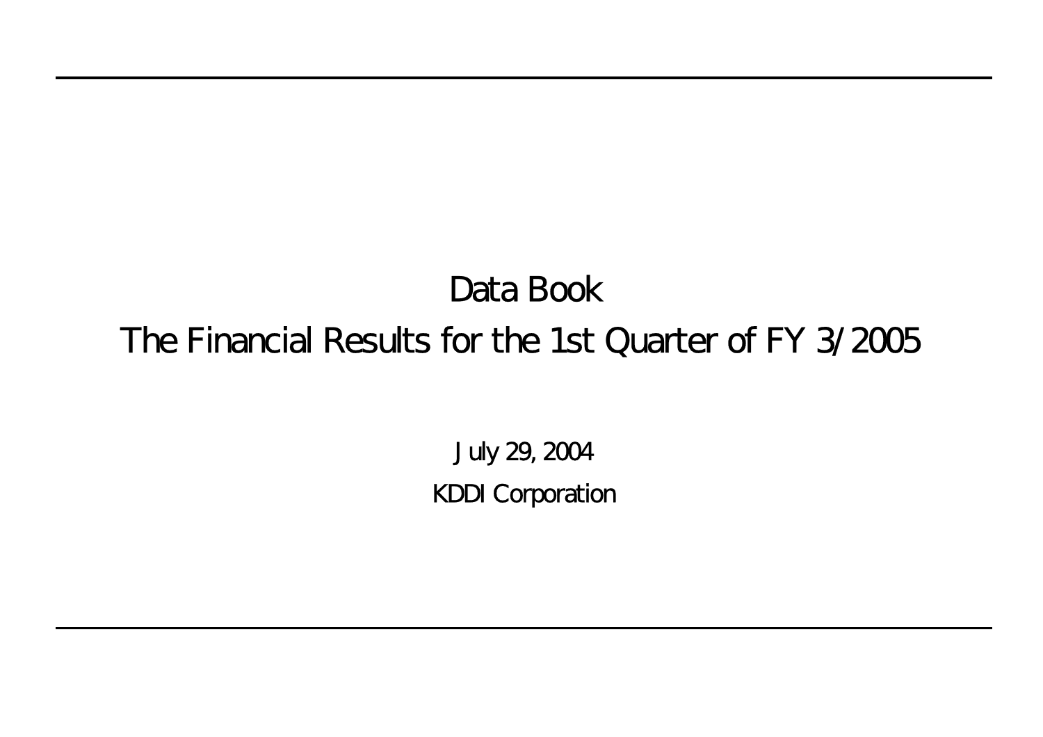# Data Book

# The Financial Results for the 1st Quarter of FY 3/2005

July 29, 2004

KDDI Corporation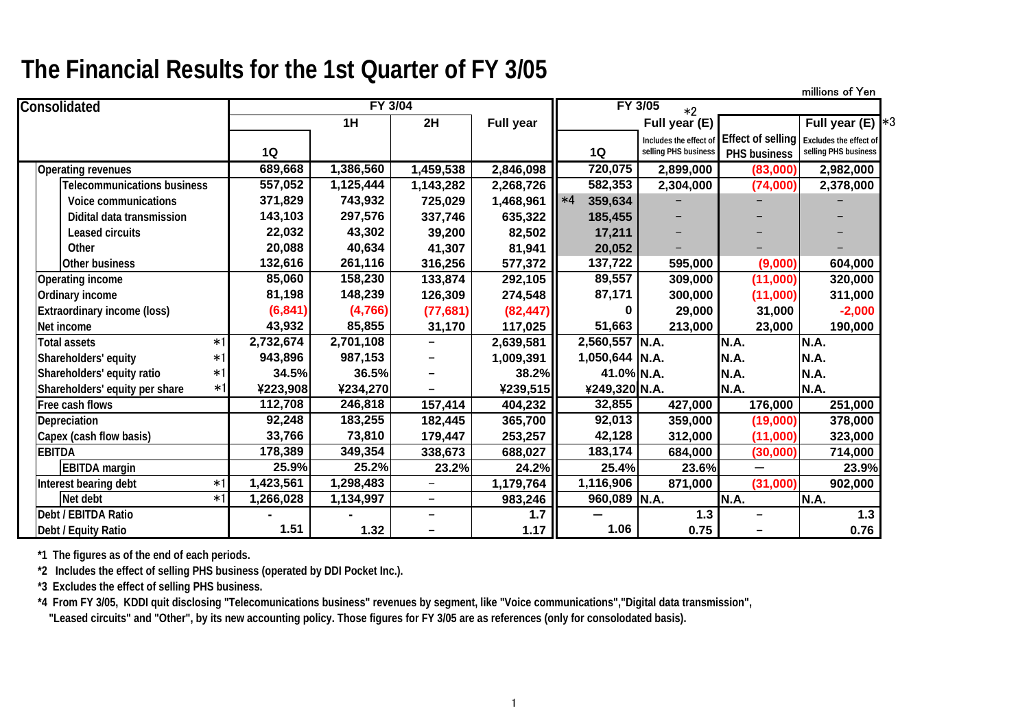# The Financial Results for the 1st Quarter of FY 3/05

millions of Yen

| Consolidated | | FY 3/04 | | | FY 3/05 | *2 | | *3 |
|---|---|---|---|---|---|---|---|---|
| | | 1H | 2H | Full year | | Full year (E) | | Full year (E) |
| | 1Q | | | | 1Q | Includes the effect of selling PHS business | Effect of selling PHS business | Excludes the effect of selling PHS business |
| Operating revenues | 689,668 | 1,386,560 | 1,459,538 | 2,846,098 | 720,075 | 2,899,000 | (83,000) | 2,982,000 |
| Telecommunications business | 557,052 | 1,125,444 | 1,143,282 | 2,268,726 | 582,353 | 2,304,000 | (74,000) | 2,378,000 |
| Voice communications | 371,829 | 743,932 | 725,029 | 1,468,961 | *4 359,634 | – | – | – |
| Didital data transmission | 143,103 | 297,576 | 337,746 | 635,322 | 185,455 | – | – | – |
| Leased circuits | 22,032 | 43,302 | 39,200 | 82,502 | 17,211 | – | – | – |
| Other | 20,088 | 40,634 | 41,307 | 81,941 | 20,052 | – | – | – |
| Other business | 132,616 | 261,116 | 316,256 | 577,372 | 137,722 | 595,000 | (9,000) | 604,000 |
| Operating income | 85,060 | 158,230 | 133,874 | 292,105 | 89,557 | 309,000 | (11,000) | 320,000 |
| Ordinary income | 81,198 | 148,239 | 126,309 | 274,548 | 87,171 | 300,000 | (11,000) | 311,000 |
| Extraordinary income (loss) | (6,841) | (4,766) | (77,681) | (82,447) | 0 | 29,000 | 31,000 | -2,000 |
| Net income | 43,932 | 85,855 | 31,170 | 117,025 | 51,663 | 213,000 | 23,000 | 190,000 |
| Total assets *1 | 2,732,674 | 2,701,108 | – | 2,639,581 | 2,560,557 | N.A. | N.A. | N.A. |
| Shareholders' equity *1 | 943,896 | 987,153 | – | 1,009,391 | 1,050,644 | N.A. | N.A. | N.A. |
| Shareholders' equity ratio *1 | 34.5% | 36.5% | – | 38.2% | 41.0% | N.A. | N.A. | N.A. |
| Shareholders' equity per share *1 | ¥223,908 | ¥234,270 | – | ¥239,515 | ¥249,320 | N.A. | N.A. | N.A. |
| Free cash flows | 112,708 | 246,818 | 157,414 | 404,232 | 32,855 | 427,000 | 176,000 | 251,000 |
| Depreciation | 92,248 | 183,255 | 182,445 | 365,700 | 92,013 | 359,000 | (19,000) | 378,000 |
| Capex (cash flow basis) | 33,766 | 73,810 | 179,447 | 253,257 | 42,128 | 312,000 | (11,000) | 323,000 |
| EBITDA | 178,389 | 349,354 | 338,673 | 688,027 | 183,174 | 684,000 | (30,000) | 714,000 |
| EBITDA margin | 25.9% | 25.2% | 23.2% | 24.2% | 25.4% | 23.6% | — | 23.9% |
| Interest bearing debt *1 | 1,423,561 | 1,298,483 | – | 1,179,764 | 1,116,906 | 871,000 | (31,000) | 902,000 |
| Net debt *1 | 1,266,028 | 1,134,997 | – | 983,246 | 960,089 | N.A. | N.A. | N.A. |
| Debt / EBITDA Ratio | - | - | – | 1.7 | — | 1.3 | – | 1.3 |
| Debt / Equity Ratio | 1.51 | 1.32 | – | 1.17 | 1.06 | 0.75 | – | 0.76 |

*1 The figures as of the end of each periods.

*2 Includes the effect of selling PHS business (operated by DDI Pocket Inc.).

*3 Excludes the effect of selling PHS business.

*4 From FY 3/05, KDDI quit disclosing "Telecomunications business" revenues by segment, like "Voice communications","Digital data transmission", "Leased circuits" and "Other", by its new accounting policy. Those figures for FY 3/05 are as references (only for consolodated basis).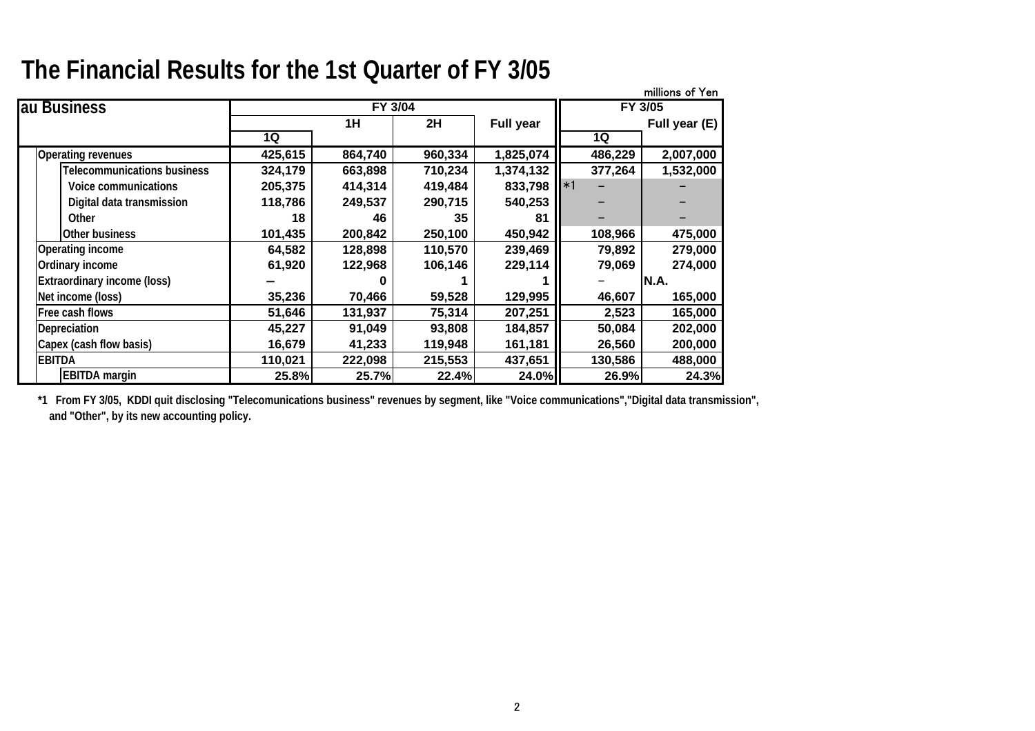# The Financial Results for the 1st Quarter of FY 3/05

millions of Yen

| au Business | FY 3/04 | | | | FY 3/05 | |
|---|---|---|---|---|---|---|
| | 1Q | 1H | 2H | Full year | 1Q | Full year (E) |
| Operating revenues | 425,615 | 864,740 | 960,334 | 1,825,074 | 486,229 | 2,007,000 |
| Telecommunications business | 324,179 | 663,898 | 710,234 | 1,374,132 | 377,264 | 1,532,000 |
| Voice communications | 205,375 | 414,314 | 419,484 | 833,798 | *1 – | – |
| Digital data transmission | 118,786 | 249,537 | 290,715 | 540,253 | – | – |
| Other | 18 | 46 | 35 | 81 | – | – |
| Other business | 101,435 | 200,842 | 250,100 | 450,942 | 108,966 | 475,000 |
| Operating income | 64,582 | 128,898 | 110,570 | 239,469 | 79,892 | 279,000 |
| Ordinary income | 61,920 | 122,968 | 106,146 | 229,114 | 79,069 | 274,000 |
| Extraordinary income (loss) | – | 0 | 1 | 1 | – | N.A. |
| Net income (loss) | 35,236 | 70,466 | 59,528 | 129,995 | 46,607 | 165,000 |
| Free cash flows | 51,646 | 131,937 | 75,314 | 207,251 | 2,523 | 165,000 |
| Depreciation | 45,227 | 91,049 | 93,808 | 184,857 | 50,084 | 202,000 |
| Capex (cash flow basis) | 16,679 | 41,233 | 119,948 | 161,181 | 26,560 | 200,000 |
| EBITDA | 110,021 | 222,098 | 215,553 | 437,651 | 130,586 | 488,000 |
| EBITDA margin | 25.8% | 25.7% | 22.4% | 24.0% | 26.9% | 24.3% |

*1 From FY 3/05, KDDI quit disclosing "Telecomunications business" revenues by segment, like "Voice communications","Digital data transmission", and "Other", by its new accounting policy.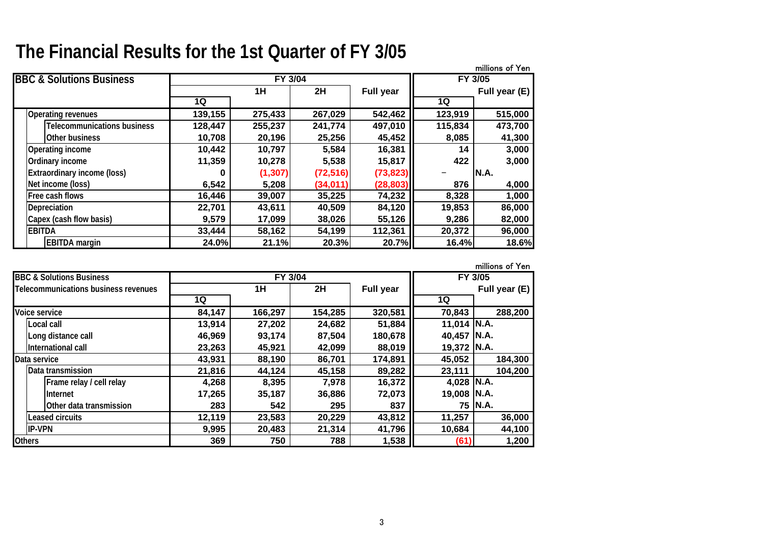# The Financial Results for the 1st Quarter of FY 3/05

millions of Yen

| BBC & Solutions Business | FY 3/04 | | | | FY 3/05 | |
|---|---|---|---|---|---|---|
| | 1Q | 1H | 2H | Full year | 1Q | Full year (E) |
| Operating revenues | 139,155 | 275,433 | 267,029 | 542,462 | 123,919 | 515,000 |
| Telecommunications business | 128,447 | 255,237 | 241,774 | 497,010 | 115,834 | 473,700 |
| Other business | 10,708 | 20,196 | 25,256 | 45,452 | 8,085 | 41,300 |
| Operating income | 10,442 | 10,797 | 5,584 | 16,381 | 14 | 3,000 |
| Ordinary income | 11,359 | 10,278 | 5,538 | 15,817 | 422 | 3,000 |
| Extraordinary income (loss) | 0 | (1,307) | (72,516) | (73,823) | − | N.A. |
| Net income (loss) | 6,542 | 5,208 | (34,011) | (28,803) | 876 | 4,000 |
| Free cash flows | 16,446 | 39,007 | 35,225 | 74,232 | 8,328 | 1,000 |
| Depreciation | 22,701 | 43,611 | 40,509 | 84,120 | 19,853 | 86,000 |
| Capex (cash flow basis) | 9,579 | 17,099 | 38,026 | 55,126 | 9,286 | 82,000 |
| EBITDA | 33,444 | 58,162 | 54,199 | 112,361 | 20,372 | 96,000 |
| EBITDA margin | 24.0% | 21.1% | 20.3% | 20.7% | 16.4% | 18.6% |

millions of Yen

| BBC & Solutions Business Telecommunications business revenues | FY 3/04 | | | | FY 3/05 | |
|---|---|---|---|---|---|---|
| | 1Q | 1H | 2H | Full year | 1Q | Full year (E) |
| Voice service | 84,147 | 166,297 | 154,285 | 320,581 | 70,843 | 288,200 |
| Local call | 13,914 | 27,202 | 24,682 | 51,884 | 11,014 | N.A. |
| Long distance call | 46,969 | 93,174 | 87,504 | 180,678 | 40,457 | N.A. |
| International call | 23,263 | 45,921 | 42,099 | 88,019 | 19,372 | N.A. |
| Data service | 43,931 | 88,190 | 86,701 | 174,891 | 45,052 | 184,300 |
| Data transmission | 21,816 | 44,124 | 45,158 | 89,282 | 23,111 | 104,200 |
| Frame relay / cell relay | 4,268 | 8,395 | 7,978 | 16,372 | 4,028 | N.A. |
| Internet | 17,265 | 35,187 | 36,886 | 72,073 | 19,008 | N.A. |
| Other data transmission | 283 | 542 | 295 | 837 | 75 | N.A. |
| Leased circuits | 12,119 | 23,583 | 20,229 | 43,812 | 11,257 | 36,000 |
| IP-VPN | 9,995 | 20,483 | 21,314 | 41,796 | 10,684 | 44,100 |
| Others | 369 | 750 | 788 | 1,538 | (61) | 1,200 |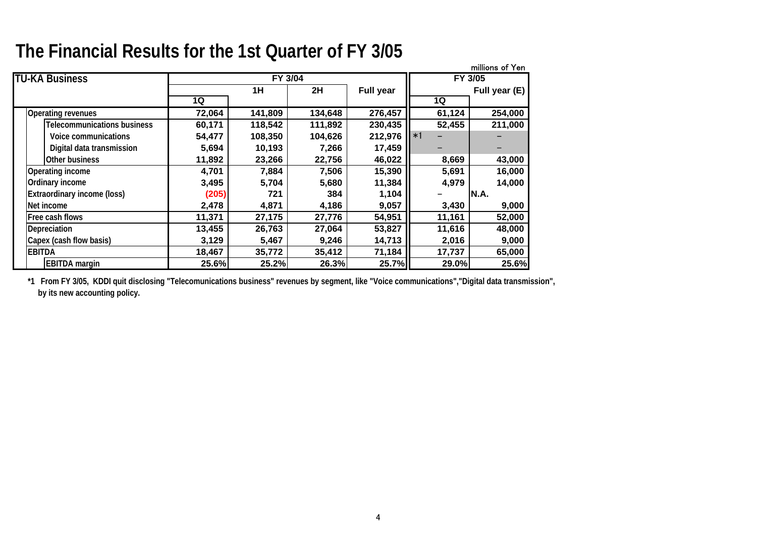# The Financial Results for the 1st Quarter of FY 3/05

millions of Yen

| TU-KA Business | FY 3/04 | | | | FY 3/05 | |
|---|---|---|---|---|---|---|
| | 1Q | 1H | 2H | Full year | 1Q | Full year (E) |
| Operating revenues | 72,064 | 141,809 | 134,648 | 276,457 | 61,124 | 254,000 |
| Telecommunications business | 60,171 | 118,542 | 111,892 | 230,435 | 52,455 | 211,000 |
| Voice communications | 54,477 | 108,350 | 104,626 | 212,976 | *1 − | − |
| Digital data transmission | 5,694 | 10,193 | 7,266 | 17,459 | − | − |
| Other business | 11,892 | 23,266 | 22,756 | 46,022 | 8,669 | 43,000 |
| Operating income | 4,701 | 7,884 | 7,506 | 15,390 | 5,691 | 16,000 |
| Ordinary income | 3,495 | 5,704 | 5,680 | 11,384 | 4,979 | 14,000 |
| Extraordinary income (loss) | (205) | 721 | 384 | 1,104 | − | N.A. |
| Net income | 2,478 | 4,871 | 4,186 | 9,057 | 3,430 | 9,000 |
| Free cash flows | 11,371 | 27,175 | 27,776 | 54,951 | 11,161 | 52,000 |
| Depreciation | 13,455 | 26,763 | 27,064 | 53,827 | 11,616 | 48,000 |
| Capex (cash flow basis) | 3,129 | 5,467 | 9,246 | 14,713 | 2,016 | 9,000 |
| EBITDA | 18,467 | 35,772 | 35,412 | 71,184 | 17,737 | 65,000 |
| EBITDA margin | 25.6% | 25.2% | 26.3% | 25.7% | 29.0% | 25.6% |

*1 From FY 3/05, KDDI quit disclosing "Telecomunications business" revenues by segment, like "Voice communications","Digital data transmission", by its new accounting policy.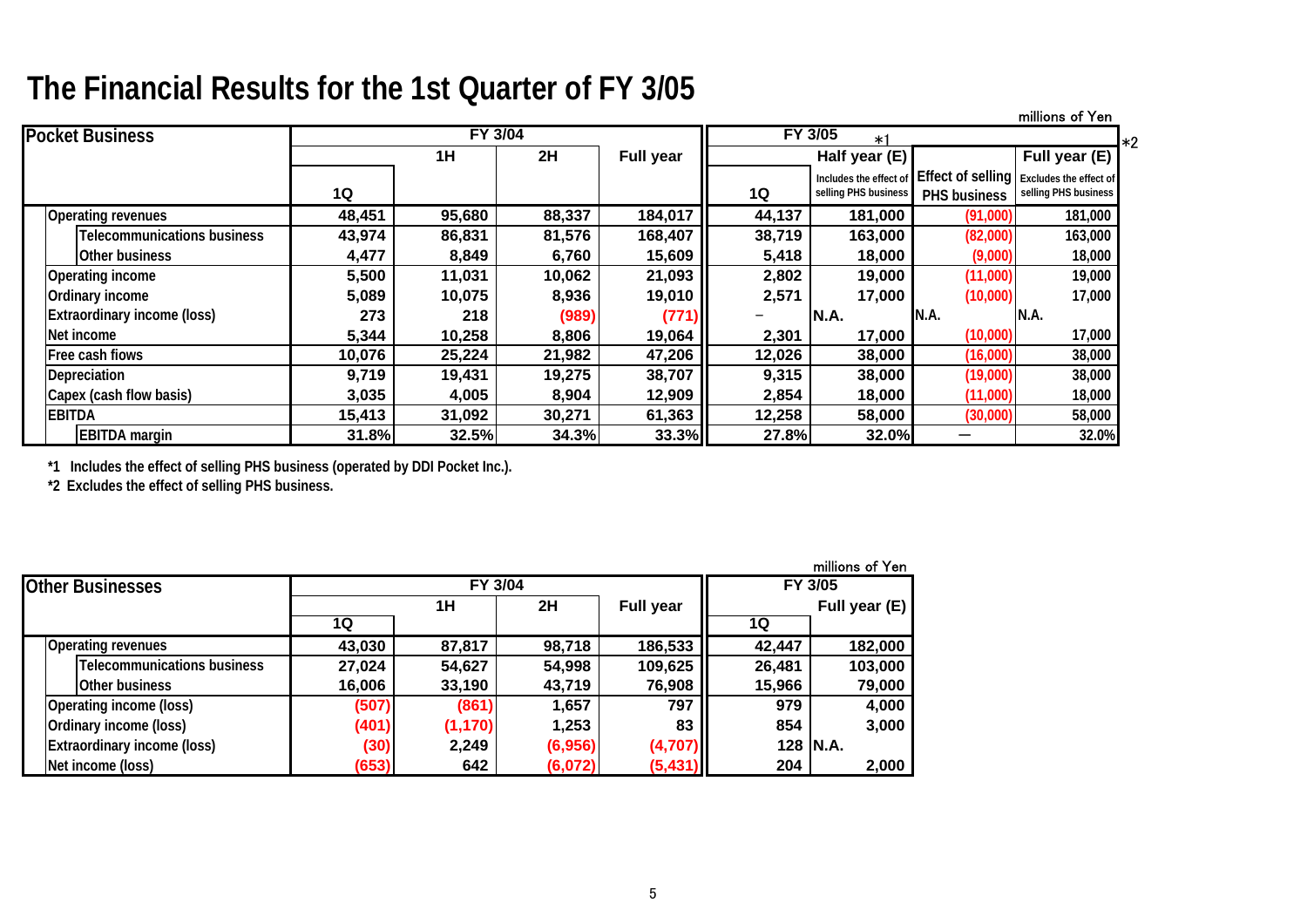# The Financial Results for the 1st Quarter of FY 3/05

millions of Yen

| Pocket Business | FY 3/04 | | | | FY 3/05 *1 | | | *2 |
|---|---|---|---|---|---|---|---|---|
| | | 1H | 2H | Full year | | Half year (E) | | Full year (E) |
| | 1Q | | | | 1Q | Includes the effect of selling PHS business | Effect of selling PHS business | Excludes the effect of selling PHS business |
| Operating revenues | 48,451 | 95,680 | 88,337 | 184,017 | 44,137 | 181,000 | (91,000) | 181,000 |
| Telecommunications business | 43,974 | 86,831 | 81,576 | 168,407 | 38,719 | 163,000 | (82,000) | 163,000 |
| Other business | 4,477 | 8,849 | 6,760 | 15,609 | 5,418 | 18,000 | (9,000) | 18,000 |
| Operating income | 5,500 | 11,031 | 10,062 | 21,093 | 2,802 | 19,000 | (11,000) | 19,000 |
| Ordinary income | 5,089 | 10,075 | 8,936 | 19,010 | 2,571 | 17,000 | (10,000) | 17,000 |
| Extraordinary income (loss) | 273 | 218 | (989) | (771) | − | N.A. | N.A. | N.A. |
| Net income | 5,344 | 10,258 | 8,806 | 19,064 | 2,301 | 17,000 | (10,000) | 17,000 |
| Free cash flows | 10,076 | 25,224 | 21,982 | 47,206 | 12,026 | 38,000 | (16,000) | 38,000 |
| Depreciation | 9,719 | 19,431 | 19,275 | 38,707 | 9,315 | 38,000 | (19,000) | 38,000 |
| Capex (cash flow basis) | 3,035 | 4,005 | 8,904 | 12,909 | 2,854 | 18,000 | (11,000) | 18,000 |
| EBITDA | 15,413 | 31,092 | 30,271 | 61,363 | 12,258 | 58,000 | (30,000) | 58,000 |
| EBITDA margin | 31.8% | 32.5% | 34.3% | 33.3% | 27.8% | 32.0% | − | 32.0% |

*1 Includes the effect of selling PHS business (operated by DDI Pocket Inc.).

*2 Excludes the effect of selling PHS business.

millions of Yen

| Other Businesses | FY 3/04 | | | | FY 3/05 | |
|---|---|---|---|---|---|---|
| | | 1H | 2H | Full year | | Full year (E) |
| | 1Q | | | | 1Q | |
| Operating revenues | 43,030 | 87,817 | 98,718 | 186,533 | 42,447 | 182,000 |
| Telecommunications business | 27,024 | 54,627 | 54,998 | 109,625 | 26,481 | 103,000 |
| Other business | 16,006 | 33,190 | 43,719 | 76,908 | 15,966 | 79,000 |
| Operating income (loss) | (507) | (861) | 1,657 | 797 | 979 | 4,000 |
| Ordinary income (loss) | (401) | (1,170) | 1,253 | 83 | 854 | 3,000 |
| Extraordinary income (loss) | (30) | 2,249 | (6,956) | (4,707) | 128 | N.A. |
| Net income (loss) | (653) | 642 | (6,072) | (5,431) | 204 | 2,000 |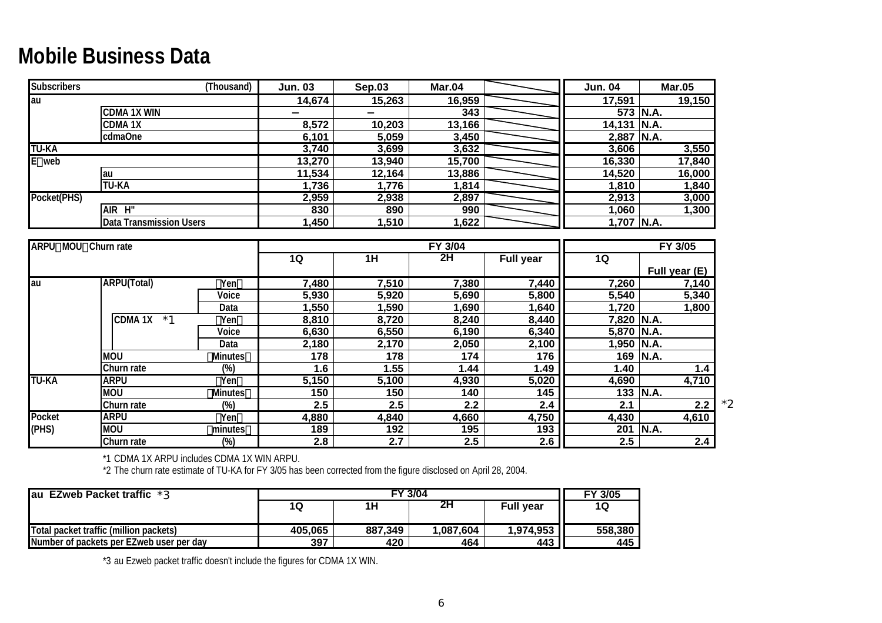# Mobile Business Data

| Subscribers | | (Thousand) | Jun. 03 | Sep.03 | Mar.04 | | Jun. 04 | Mar.05 |
|---|---|---|---|---|---|---|---|---|
| au | | | 14,674 | 15,263 | 16,959 | | 17,591 | 19,150 |
| | CDMA 1X WIN | | – | – | 343 | | 573 | N.A. |
| | CDMA 1X | | 8,572 | 10,203 | 13,166 | | 14,131 | N.A. |
| | cdmaOne | | 6,101 | 5,059 | 3,450 | | 2,887 | N.A. |
| TU-KA | | | 3,740 | 3,699 | 3,632 | | 3,606 | 3,550 |
| E web | | | 13,270 | 13,940 | 15,700 | | 16,330 | 17,840 |
| | au | | 11,534 | 12,164 | 13,886 | | 14,520 | 16,000 |
| | TU-KA | | 1,736 | 1,776 | 1,814 | | 1,810 | 1,840 |
| Pocket(PHS) | | | 2,959 | 2,938 | 2,897 | | 2,913 | 3,000 |
| | AIR H" | | 830 | 890 | 990 | | 1,060 | 1,300 |
| | Data Transmission Users | | 1,450 | 1,510 | 1,622 | | 1,707 | N.A. |

| ARPU MOU Churn rate | | | | FY 3/04 | | | | FY 3/05 | |
|---|---|---|---|---|---|---|---|---|---|
| | | | | 1Q | 1H | 2H | Full year | 1Q | Full year (E) |
| au | ARPU(Total) | | Yen | 7,480 | 7,510 | 7,380 | 7,440 | 7,260 | 7,140 |
| | | | Voice | 5,930 | 5,920 | 5,690 | 5,800 | 5,540 | 5,340 |
| | | | Data | 1,550 | 1,590 | 1,690 | 1,640 | 1,720 | 1,800 |
| | | CDMA 1X *1 | Yen | 8,810 | 8,720 | 8,240 | 8,440 | 7,820 | N.A. |
| | | | Voice | 6,630 | 6,550 | 6,190 | 6,340 | 5,870 | N.A. |
| | | | Data | 2,180 | 2,170 | 2,050 | 2,100 | 1,950 | N.A. |
| | MOU | | Minutes | 178 | 178 | 174 | 176 | 169 | N.A. |
| | Churn rate | | (%) | 1.6 | 1.55 | 1.44 | 1.49 | 1.40 | 1.4 |
| TU-KA | ARPU | | Yen | 5,150 | 5,100 | 4,930 | 5,020 | 4,690 | 4,710 |
| | MOU | | Minutes | 150 | 150 | 140 | 145 | 133 | N.A. |
| | Churn rate | | (%) | 2.5 | 2.5 | 2.2 | 2.4 | 2.1 | 2.2 *2 |
| Pocket (PHS) | ARPU | | Yen | 4,880 | 4,840 | 4,660 | 4,750 | 4,430 | 4,610 |
| | MOU | | minutes | 189 | 192 | 195 | 193 | 201 | N.A. |
| | Churn rate | | (%) | 2.8 | 2.7 | 2.5 | 2.6 | 2.5 | 2.4 |

*1 CDMA 1X ARPU includes CDMA 1X WIN ARPU.

*2 The churn rate estimate of TU-KA for FY 3/05 has been corrected from the figure disclosed on April 28, 2004.

| au EZweb Packet traffic *3 | FY 3/04 | | | | FY 3/05 |
|---|---|---|---|---|---|
| | 1Q | 1H | 2H | Full year | 1Q |
| Total packet traffic (million packets) | 405,065 | 887,349 | 1,087,604 | 1,974,953 | 558,380 |
| Number of packets per EZweb user per day | 397 | 420 | 464 | 443 | 445 |

*3 au Ezweb packet traffic doesn't include the figures for CDMA 1X WIN.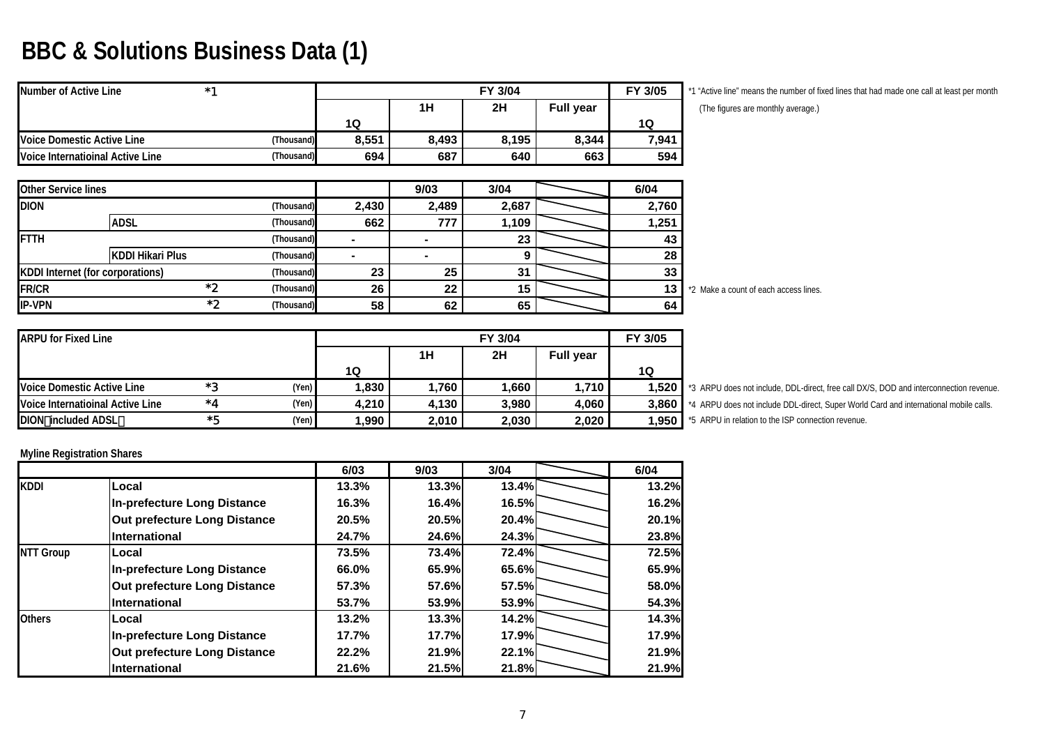# BBC & Solutions Business Data (1)

| Number of Active Line *1 | | FY 3/04 | | | | FY 3/05 |
|---|---|---|---|---|---|---|
| | | 1Q | 1H | 2H | Full year | 1Q |
| Voice Domestic Active Line | (Thousand) | 8,551 | 8,493 | 8,195 | 8,344 | 7,941 |
| Voice Internatioinal Active Line | (Thousand) | 694 | 687 | 640 | 663 | 594 |

*1 "Active line" means the number of fixed lines that had made one call at least per month (The figures are monthly average.)

| Other Service lines | | | | 9/03 | 3/04 | | 6/04 |
|---|---|---|---|---|---|---|---|
| DION | | (Thousand) | 2,430 | 2,489 | 2,687 | | 2,760 |
| | ADSL | (Thousand) | 662 | 777 | 1,109 | | 1,251 |
| FTTH | | (Thousand) | - | - | 23 | | 43 |
| | KDDI Hikari Plus | (Thousand) | - | - | 9 | | 28 |
| KDDI Internet (for corporations) | | (Thousand) | 23 | 25 | 31 | | 33 |
| FR/CR *2 | | (Thousand) | 26 | 22 | 15 | | 13 |
| IP-VPN *2 | | (Thousand) | 58 | 62 | 65 | | 64 |

*2 Make a count of each access lines.

| ARPU for Fixed Line | | FY 3/04 | | | | FY 3/05 |
|---|---|---|---|---|---|---|
| | | 1Q | 1H | 2H | Full year | 1Q |
| Voice Domestic Active Line *3 | (Yen) | 1,830 | 1,760 | 1,660 | 1,710 | 1,520 |
| Voice Internatioinal Active Line *4 | (Yen) | 4,210 | 4,130 | 3,980 | 4,060 | 3,860 |
| DION（included ADSL） *5 | (Yen) | 1,990 | 2,010 | 2,030 | 2,020 | 1,950 |

*3 ARPU does not include, DDL-direct, free call DX/S, DOD and interconnection revenue.
*4 ARPU does not include DDL-direct, Super World Card and international mobile calls.
*5 ARPU in relation to the ISP connection revenue.

Myline Registration Shares

| | | 6/03 | 9/03 | 3/04 | | 6/04 |
|---|---|---|---|---|---|---|
| KDDI | Local | 13.3% | 13.3% | 13.4% | | 13.2% |
| | In-prefecture Long Distance | 16.3% | 16.4% | 16.5% | | 16.2% |
| | Out prefecture Long Distance | 20.5% | 20.5% | 20.4% | | 20.1% |
| | International | 24.7% | 24.6% | 24.3% | | 23.8% |
| NTT Group | Local | 73.5% | 73.4% | 72.4% | | 72.5% |
| | In-prefecture Long Distance | 66.0% | 65.9% | 65.6% | | 65.9% |
| | Out prefecture Long Distance | 57.3% | 57.6% | 57.5% | | 58.0% |
| | International | 53.7% | 53.9% | 53.9% | | 54.3% |
| Others | Local | 13.2% | 13.3% | 14.2% | | 14.3% |
| | In-prefecture Long Distance | 17.7% | 17.7% | 17.9% | | 17.9% |
| | Out prefecture Long Distance | 22.2% | 21.9% | 22.1% | | 21.9% |
| | International | 21.6% | 21.5% | 21.8% | | 21.9% |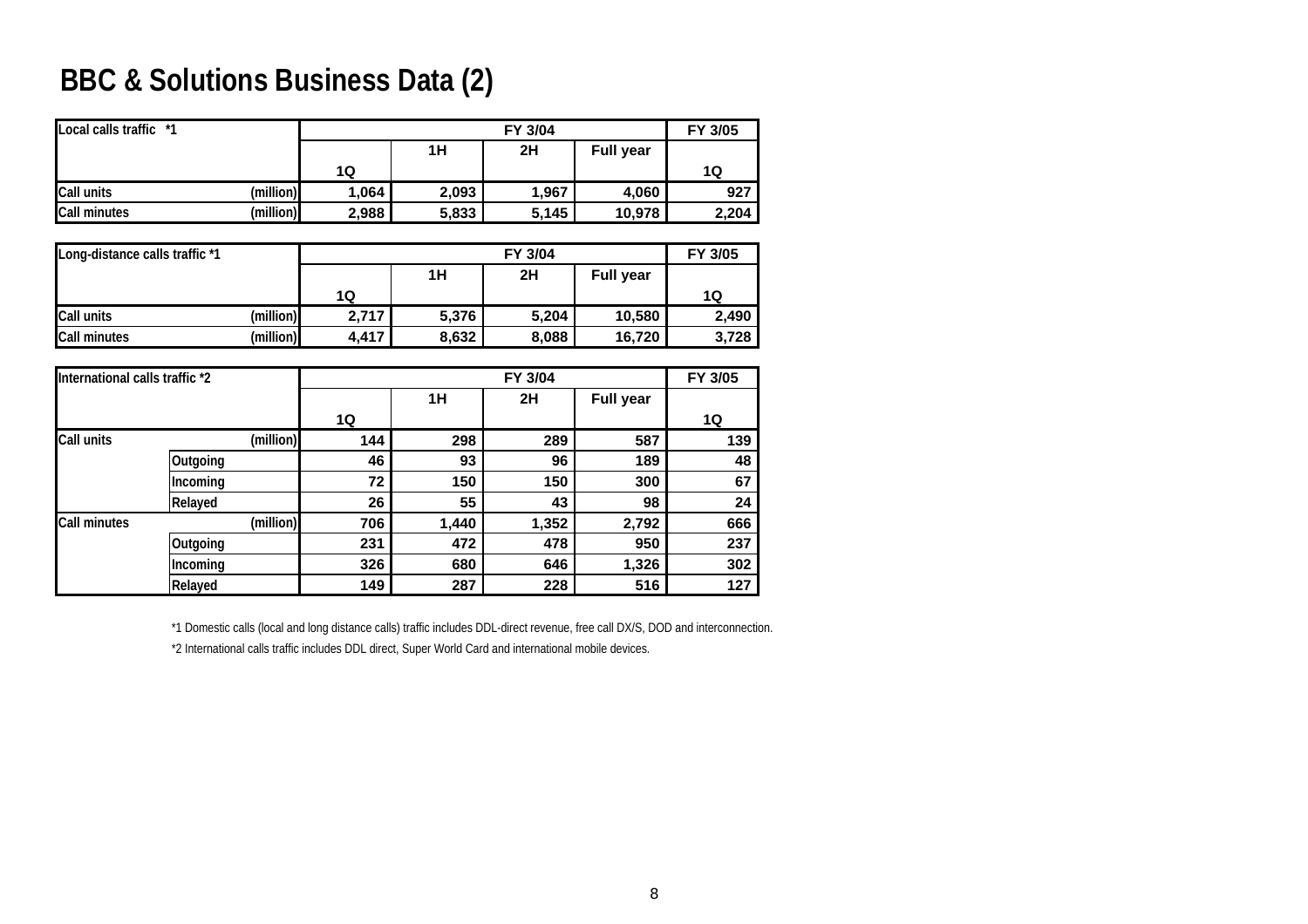# BBC & Solutions Business Data (2)

| Local calls traffic *1 | | FY 3/04 | | | | FY 3/05 |
|---|---|---|---|---|---|---|
| | | 1Q | 1H | 2H | Full year | 1Q |
| Call units | (million) | 1,064 | 2,093 | 1,967 | 4,060 | 927 |
| Call minutes | (million) | 2,988 | 5,833 | 5,145 | 10,978 | 2,204 |

| Long-distance calls traffic *1 | | FY 3/04 | | | | FY 3/05 |
|---|---|---|---|---|---|---|
| | | 1Q | 1H | 2H | Full year | 1Q |
| Call units | (million) | 2,717 | 5,376 | 5,204 | 10,580 | 2,490 |
| Call minutes | (million) | 4,417 | 8,632 | 8,088 | 16,720 | 3,728 |

| International calls traffic *2 | | FY 3/04 | | | | FY 3/05 |
|---|---|---|---|---|---|---|
| | | 1Q | 1H | 2H | Full year | 1Q |
| Call units | (million) | 144 | 298 | 289 | 587 | 139 |
| | Outgoing | 46 | 93 | 96 | 189 | 48 |
| | Incoming | 72 | 150 | 150 | 300 | 67 |
| | Relayed | 26 | 55 | 43 | 98 | 24 |
| Call minutes | (million) | 706 | 1,440 | 1,352 | 2,792 | 666 |
| | Outgoing | 231 | 472 | 478 | 950 | 237 |
| | Incoming | 326 | 680 | 646 | 1,326 | 302 |
| | Relayed | 149 | 287 | 228 | 516 | 127 |

*1 Domestic calls (local and long distance calls) traffic includes DDL-direct revenue, free call DX/S, DOD and interconnection.

*2 International calls traffic includes DDL direct, Super World Card and international mobile devices.